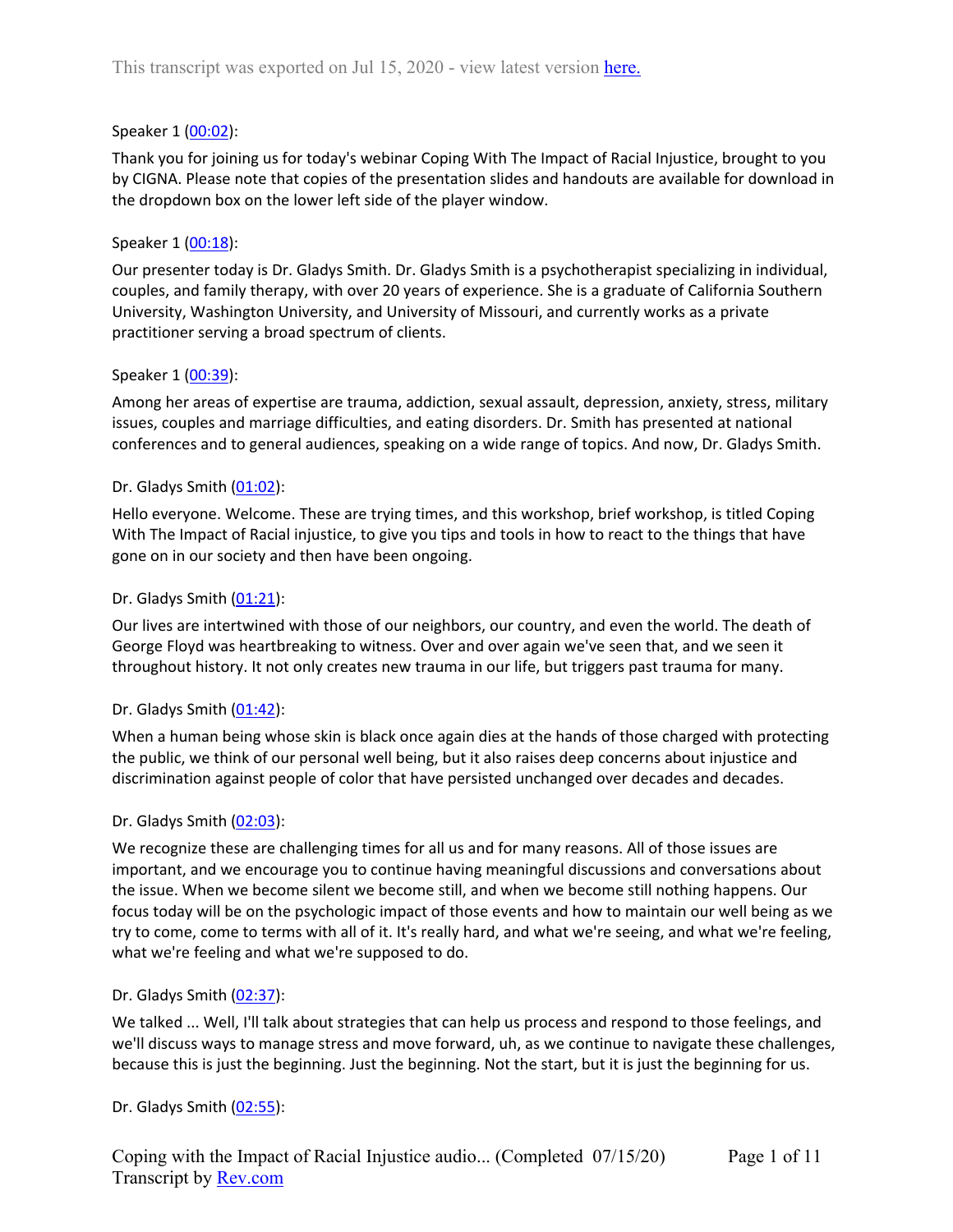This transcript was exported on Jul 15, 2020 - view latest version [here.](here.)

Speaker 1 ([00:02](00:02)):

Thank you for joining us for today's webinar Coping With The Impact of Racial Injustice, brought to you by CIGNA. Please note that copies of the presentation slides and handouts are available for download in the dropdown box on the lower left side of the player window.

Speaker 1 ([00:18](00:18)):

Our presenter today is Dr. Gladys Smith. Dr. Gladys Smith is a psychotherapist specializing in individual, couples, and family therapy, with over 20 years of experience. She is a graduate of California Southern University, Washington University, and University of Missouri, and currently works as a private practitioner serving a broad spectrum of clients.

Speaker 1 ([00:39](00:39)):

Among her areas of expertise are trauma, addiction, sexual assault, depression, anxiety, stress, military issues, couples and marriage difficulties, and eating disorders. Dr. Smith has presented at national conferences and to general audiences, speaking on a wide range of topics. And now, Dr. Gladys Smith.

Dr. Gladys Smith ([01:02](01:02)):

Hello everyone. Welcome. These are trying times, and this workshop, brief workshop, is titled Coping With The Impact of Racial injustice, to give you tips and tools in how to react to the things that have gone on in our society and then have been ongoing.

Dr. Gladys Smith ([01:21](01:21)):

Our lives are intertwined with those of our neighbors, our country, and even the world. The death of George Floyd was heartbreaking to witness. Over and over again we've seen that, and we seen it throughout history. It not only creates new trauma in our life, but triggers past trauma for many.

Dr. Gladys Smith ([01:42](01:42)):

When a human being whose skin is black once again dies at the hands of those charged with protecting the public, we think of our personal well being, but it also raises deep concerns about injustice and discrimination against people of color that have persisted unchanged over decades and decades.

Dr. Gladys Smith ([02:03](02:03)):

We recognize these are challenging times for all us and for many reasons. All of those issues are important, and we encourage you to continue having meaningful discussions and conversations about the issue. When we become silent we become still, and when we become still nothing happens. Our focus today will be on the psychologic impact of those events and how to maintain our well being as we try to come, come to terms with all of it. It's really hard, and what we're seeing, and what we're feeling, what we're feeling and what we're supposed to do.

Dr. Gladys Smith ([02:37](02:37)):

We talked ... Well, I'll talk about strategies that can help us process and respond to those feelings, and we'll discuss ways to manage stress and move forward, uh, as we continue to navigate these challenges, because this is just the beginning. Just the beginning. Not the start, but it is just the beginning for us.

Dr. Gladys Smith ([02:55](02:55)):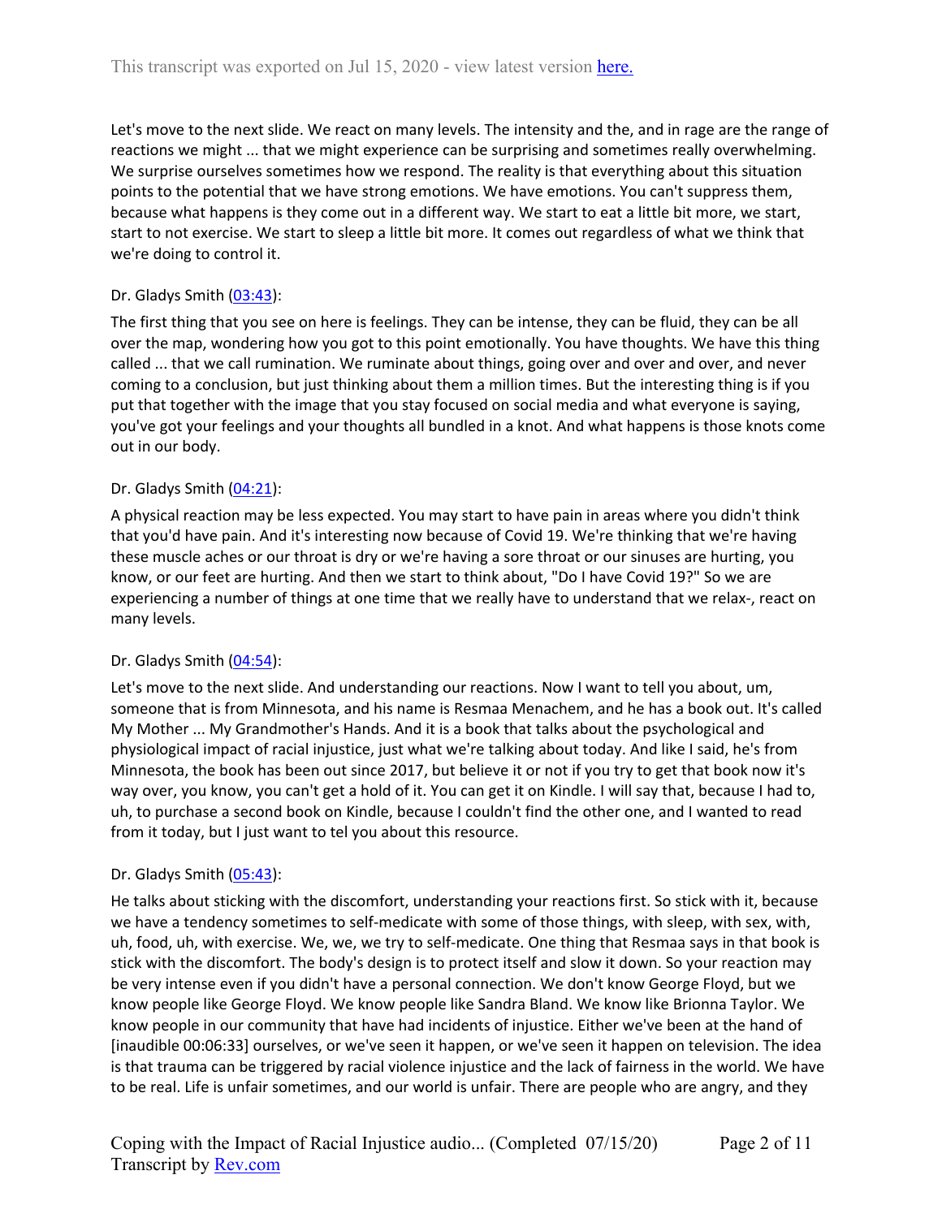Let's move to the next slide. We react on many levels. The intensity and the, and in rage are the range of reactions we might ... that we might experience can be surprising and sometimes really overwhelming. We surprise ourselves sometimes how we respond. The reality is that everything about this situation points to the potential that we have strong emotions. We have emotions. You can't suppress them, because what happens is they come out in a different way. We start to eat a little bit more, we start, start to not exercise. We start to sleep a little bit more. It comes out regardless of what we think that we're doing to control it.

Dr. Gladys Smith (03:43):

The first thing that you see on here is feelings. They can be intense, they can be fluid, they can be all over the map, wondering how you got to this point emotionally. You have thoughts. We have this thing called ... that we call rumination. We ruminate about things, going over and over and over, and never coming to a conclusion, but just thinking about them a million times. But the interesting thing is if you put that together with the image that you stay focused on social media and what everyone is saying, you've got your feelings and your thoughts all bundled in a knot. And what happens is those knots come out in our body.

Dr. Gladys Smith (04:21):

A physical reaction may be less expected. You may start to have pain in areas where you didn't think that you'd have pain. And it's interesting now because of Covid 19. We're thinking that we're having these muscle aches or our throat is dry or we're having a sore throat or our sinuses are hurting, you know, or our feet are hurting. And then we start to think about, "Do I have Covid 19?" So we are experiencing a number of things at one time that we really have to understand that we relax-, react on many levels.

Dr. Gladys Smith (04:54):

Let's move to the next slide. And understanding our reactions. Now I want to tell you about, um, someone that is from Minnesota, and his name is Resmaa Menachem, and he has a book out. It's called My Mother ... My Grandmother's Hands. And it is a book that talks about the psychological and physiological impact of racial injustice, just what we're talking about today. And like I said, he's from Minnesota, the book has been out since 2017, but believe it or not if you try to get that book now it's way over, you know, you can't get a hold of it. You can get it on Kindle. I will say that, because I had to, uh, to purchase a second book on Kindle, because I couldn't find the other one, and I wanted to read from it today, but I just want to tel you about this resource.

Dr. Gladys Smith (05:43):

He talks about sticking with the discomfort, understanding your reactions first. So stick with it, because we have a tendency sometimes to self-medicate with some of those things, with sleep, with sex, with, uh, food, uh, with exercise. We, we, we try to self-medicate. One thing that Resmaa says in that book is stick with the discomfort. The body's design is to protect itself and slow it down. So your reaction may be very intense even if you didn't have a personal connection. We don't know George Floyd, but we know people like George Floyd. We know people like Sandra Bland. We know like Brionna Taylor. We know people in our community that have had incidents of injustice. Either we've been at the hand of [inaudible 00:06:33] ourselves, or we've seen it happen, or we've seen it happen on television. The idea is that trauma can be triggered by racial violence injustice and the lack of fairness in the world. We have to be real. Life is unfair sometimes, and our world is unfair. There are people who are angry, and they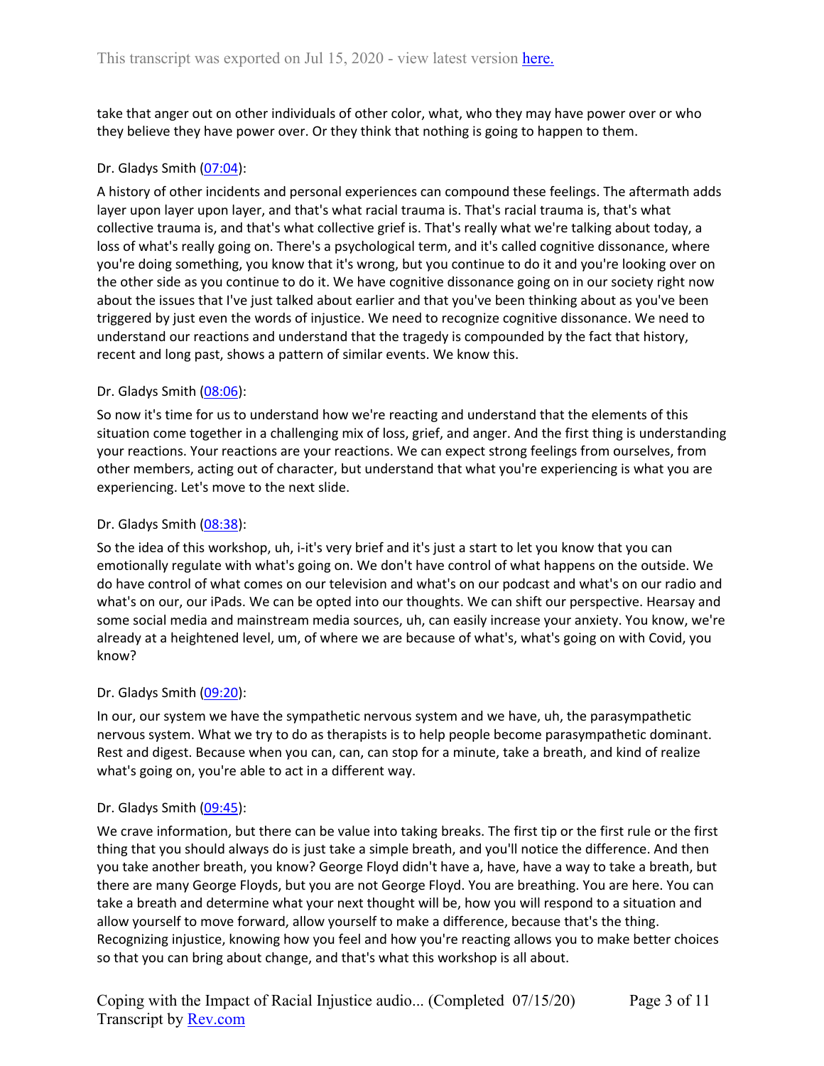take that anger out on other individuals of other color, what, who they may have power over or who they believe they have power over. Or they think that nothing is going to happen to them.

Dr. Gladys Smith (07:04):

A history of other incidents and personal experiences can compound these feelings. The aftermath adds layer upon layer upon layer, and that's what racial trauma is. That's racial trauma is, that's what collective trauma is, and that's what collective grief is. That's really what we're talking about today, a loss of what's really going on. There's a psychological term, and it's called cognitive dissonance, where you're doing something, you know that it's wrong, but you continue to do it and you're looking over on the other side as you continue to do it. We have cognitive dissonance going on in our society right now about the issues that I've just talked about earlier and that you've been thinking about as you've been triggered by just even the words of injustice. We need to recognize cognitive dissonance. We need to understand our reactions and understand that the tragedy is compounded by the fact that history, recent and long past, shows a pattern of similar events. We know this.

Dr. Gladys Smith (08:06):

So now it's time for us to understand how we're reacting and understand that the elements of this situation come together in a challenging mix of loss, grief, and anger. And the first thing is understanding your reactions. Your reactions are your reactions. We can expect strong feelings from ourselves, from other members, acting out of character, but understand that what you're experiencing is what you are experiencing. Let's move to the next slide.

Dr. Gladys Smith (08:38):

So the idea of this workshop, uh, i-it's very brief and it's just a start to let you know that you can emotionally regulate with what's going on. We don't have control of what happens on the outside. We do have control of what comes on our television and what's on our podcast and what's on our radio and what's on our, our iPads. We can be opted into our thoughts. We can shift our perspective. Hearsay and some social media and mainstream media sources, uh, can easily increase your anxiety. You know, we're already at a heightened level, um, of where we are because of what's, what's going on with Covid, you know?

Dr. Gladys Smith (09:20):

In our, our system we have the sympathetic nervous system and we have, uh, the parasympathetic nervous system. What we try to do as therapists is to help people become parasympathetic dominant. Rest and digest. Because when you can, can, can stop for a minute, take a breath, and kind of realize what's going on, you're able to act in a different way.

Dr. Gladys Smith (09:45):

We crave information, but there can be value into taking breaks. The first tip or the first rule or the first thing that you should always do is just take a simple breath, and you'll notice the difference. And then you take another breath, you know? George Floyd didn't have a, have, have a way to take a breath, but there are many George Floyds, but you are not George Floyd. You are breathing. You are here. You can take a breath and determine what your next thought will be, how you will respond to a situation and allow yourself to move forward, allow yourself to make a difference, because that's the thing. Recognizing injustice, knowing how you feel and how you're reacting allows you to make better choices so that you can bring about change, and that's what this workshop is all about.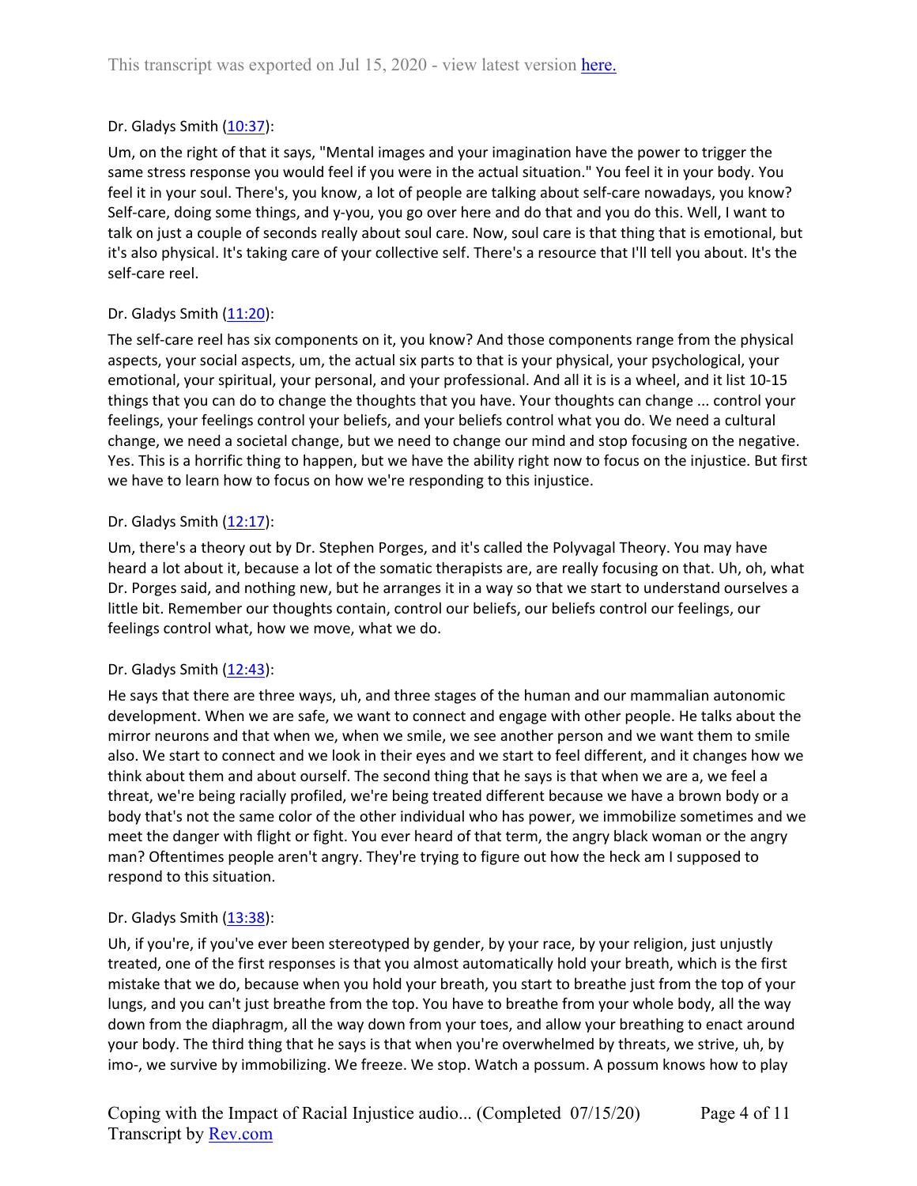Dr. Gladys Smith ([10:37](#)):

Um, on the right of that it says, "Mental images and your imagination have the power to trigger the same stress response you would feel if you were in the actual situation." You feel it in your body. You feel it in your soul. There's, you know, a lot of people are talking about self-care nowadays, you know? Self-care, doing some things, and y-you, you go over here and do that and you do this. Well, I want to talk on just a couple of seconds really about soul care. Now, soul care is that thing that is emotional, but it's also physical. It's taking care of your collective self. There's a resource that I'll tell you about. It's the self-care reel.

Dr. Gladys Smith ([11:20](#)):

The self-care reel has six components on it, you know? And those components range from the physical aspects, your social aspects, um, the actual six parts to that is your physical, your psychological, your emotional, your spiritual, your personal, and your professional. And all it is is a wheel, and it list 10-15 things that you can do to change the thoughts that you have. Your thoughts can change ... control your feelings, your feelings control your beliefs, and your beliefs control what you do. We need a cultural change, we need a societal change, but we need to change our mind and stop focusing on the negative. Yes. This is a horrific thing to happen, but we have the ability right now to focus on the injustice. But first we have to learn how to focus on how we're responding to this injustice.

Dr. Gladys Smith ([12:17](#)):

Um, there's a theory out by Dr. Stephen Porges, and it's called the Polyvagal Theory. You may have heard a lot about it, because a lot of the somatic therapists are, are really focusing on that. Uh, oh, what Dr. Porges said, and nothing new, but he arranges it in a way so that we start to understand ourselves a little bit. Remember our thoughts contain, control our beliefs, our beliefs control our feelings, our feelings control what, how we move, what we do.

Dr. Gladys Smith ([12:43](#)):

He says that there are three ways, uh, and three stages of the human and our mammalian autonomic development. When we are safe, we want to connect and engage with other people. He talks about the mirror neurons and that when we, when we smile, we see another person and we want them to smile also. We start to connect and we look in their eyes and we start to feel different, and it changes how we think about them and about ourself. The second thing that he says is that when we are a, we feel a threat, we're being racially profiled, we're being treated different because we have a brown body or a body that's not the same color of the other individual who has power, we immobilize sometimes and we meet the danger with flight or fight. You ever heard of that term, the angry black woman or the angry man? Oftentimes people aren't angry. They're trying to figure out how the heck am I supposed to respond to this situation.

Dr. Gladys Smith ([13:38](#)):

Uh, if you're, if you've ever been stereotyped by gender, by your race, by your religion, just unjustly treated, one of the first responses is that you almost automatically hold your breath, which is the first mistake that we do, because when you hold your breath, you start to breathe just from the top of your lungs, and you can't just breathe from the top. You have to breathe from your whole body, all the way down from the diaphragm, all the way down from your toes, and allow your breathing to enact around your body. The third thing that he says is that when you're overwhelmed by threats, we strive, uh, by imo-, we survive by immobilizing. We freeze. We stop. Watch a possum. A possum knows how to play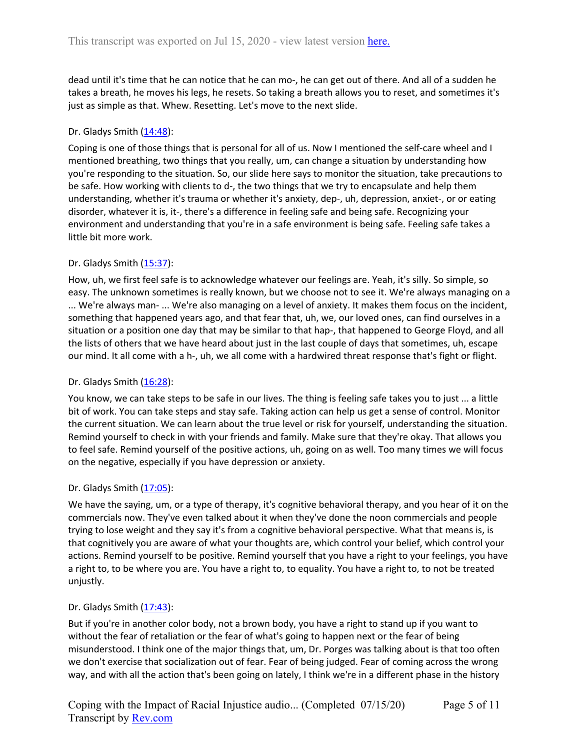dead until it's time that he can notice that he can mo-, he can get out of there. And all of a sudden he takes a breath, he moves his legs, he resets. So taking a breath allows you to reset, and sometimes it's just as simple as that. Whew. Resetting. Let's move to the next slide.

Dr. Gladys Smith ([14:48](#)):

Coping is one of those things that is personal for all of us. Now I mentioned the self-care wheel and I mentioned breathing, two things that you really, um, can change a situation by understanding how you're responding to the situation. So, our slide here says to monitor the situation, take precautions to be safe. How working with clients to d-, the two things that we try to encapsulate and help them understanding, whether it's trauma or whether it's anxiety, dep-, uh, depression, anxiet-, or or eating disorder, whatever it is, it-, there's a difference in feeling safe and being safe. Recognizing your environment and understanding that you're in a safe environment is being safe. Feeling safe takes a little bit more work.

Dr. Gladys Smith ([15:37](#)):

How, uh, we first feel safe is to acknowledge whatever our feelings are. Yeah, it's silly. So simple, so easy. The unknown sometimes is really known, but we choose not to see it. We're always managing on a ... We're always man- ... We're also managing on a level of anxiety. It makes them focus on the incident, something that happened years ago, and that fear that, uh, we, our loved ones, can find ourselves in a situation or a position one day that may be similar to that hap-, that happened to George Floyd, and all the lists of others that we have heard about just in the last couple of days that sometimes, uh, escape our mind. It all come with a h-, uh, we all come with a hardwired threat response that's fight or flight.

Dr. Gladys Smith ([16:28](#)):

You know, we can take steps to be safe in our lives. The thing is feeling safe takes you to just ... a little bit of work. You can take steps and stay safe. Taking action can help us get a sense of control. Monitor the current situation. We can learn about the true level or risk for yourself, understanding the situation. Remind yourself to check in with your friends and family. Make sure that they're okay. That allows you to feel safe. Remind yourself of the positive actions, uh, going on as well. Too many times we will focus on the negative, especially if you have depression or anxiety.

Dr. Gladys Smith ([17:05](#)):

We have the saying, um, or a type of therapy, it's cognitive behavioral therapy, and you hear of it on the commercials now. They've even talked about it when they've done the noon commercials and people trying to lose weight and they say it's from a cognitive behavioral perspective. What that means is, is that cognitively you are aware of what your thoughts are, which control your belief, which control your actions. Remind yourself to be positive. Remind yourself that you have a right to your feelings, you have a right to, to be where you are. You have a right to, to equality. You have a right to, to not be treated unjustly.

Dr. Gladys Smith ([17:43](#)):

But if you're in another color body, not a brown body, you have a right to stand up if you want to without the fear of retaliation or the fear of what's going to happen next or the fear of being misunderstood. I think one of the major things that, um, Dr. Porges was talking about is that too often we don't exercise that socialization out of fear. Fear of being judged. Fear of coming across the wrong way, and with all the action that's been going on lately, I think we're in a different phase in the history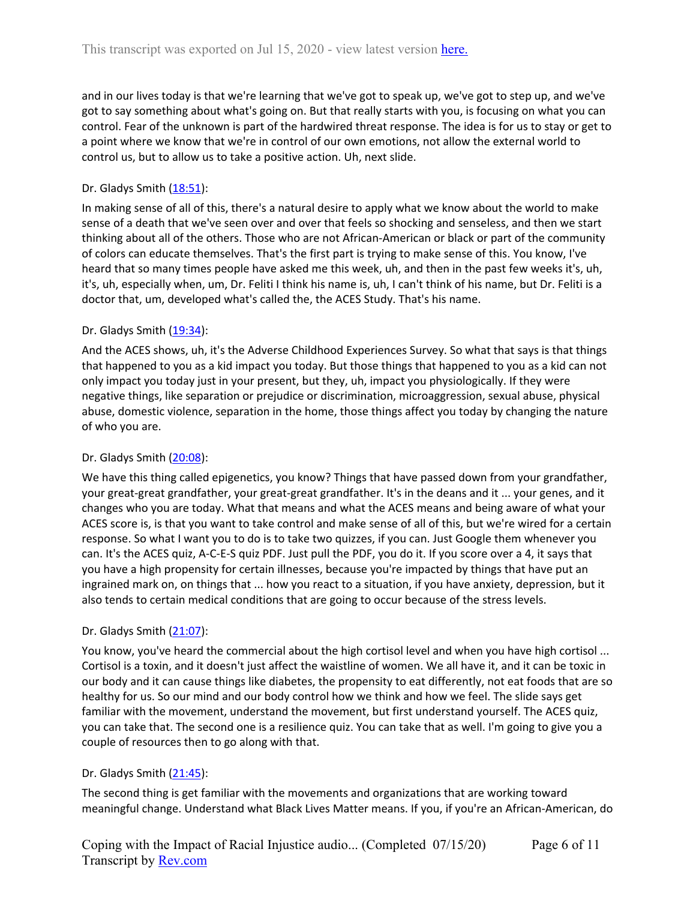and in our lives today is that we're learning that we've got to speak up, we've got to step up, and we've got to say something about what's going on. But that really starts with you, is focusing on what you can control. Fear of the unknown is part of the hardwired threat response. The idea is for us to stay or get to a point where we know that we're in control of our own emotions, not allow the external world to control us, but to allow us to take a positive action. Uh, next slide.

Dr. Gladys Smith ([18:51](#)):

In making sense of all of this, there's a natural desire to apply what we know about the world to make sense of a death that we've seen over and over that feels so shocking and senseless, and then we start thinking about all of the others. Those who are not African-American or black or part of the community of colors can educate themselves. That's the first part is trying to make sense of this. You know, I've heard that so many times people have asked me this week, uh, and then in the past few weeks it's, uh, it's, uh, especially when, um, Dr. Feliti I think his name is, uh, I can't think of his name, but Dr. Feliti is a doctor that, um, developed what's called the, the ACES Study. That's his name.

Dr. Gladys Smith ([19:34](#)):

And the ACES shows, uh, it's the Adverse Childhood Experiences Survey. So what that says is that things that happened to you as a kid impact you today. But those things that happened to you as a kid can not only impact you today just in your present, but they, uh, impact you physiologically. If they were negative things, like separation or prejudice or discrimination, microaggression, sexual abuse, physical abuse, domestic violence, separation in the home, those things affect you today by changing the nature of who you are.

Dr. Gladys Smith ([20:08](#)):

We have this thing called epigenetics, you know? Things that have passed down from your grandfather, your great-great grandfather, your great-great grandfather. It's in the deans and it ... your genes, and it changes who you are today. What that means and what the ACES means and being aware of what your ACES score is, is that you want to take control and make sense of all of this, but we're wired for a certain response. So what I want you to do is to take two quizzes, if you can. Just Google them whenever you can. It's the ACES quiz, A-C-E-S quiz PDF. Just pull the PDF, you do it. If you score over a 4, it says that you have a high propensity for certain illnesses, because you're impacted by things that have put an ingrained mark on, on things that ... how you react to a situation, if you have anxiety, depression, but it also tends to certain medical conditions that are going to occur because of the stress levels.

Dr. Gladys Smith ([21:07](#)):

You know, you've heard the commercial about the high cortisol level and when you have high cortisol ... Cortisol is a toxin, and it doesn't just affect the waistline of women. We all have it, and it can be toxic in our body and it can cause things like diabetes, the propensity to eat differently, not eat foods that are so healthy for us. So our mind and our body control how we think and how we feel. The slide says get familiar with the movement, understand the movement, but first understand yourself. The ACES quiz, you can take that. The second one is a resilience quiz. You can take that as well. I'm going to give you a couple of resources then to go along with that.

Dr. Gladys Smith ([21:45](#)):

The second thing is get familiar with the movements and organizations that are working toward meaningful change. Understand what Black Lives Matter means. If you, if you're an African-American, do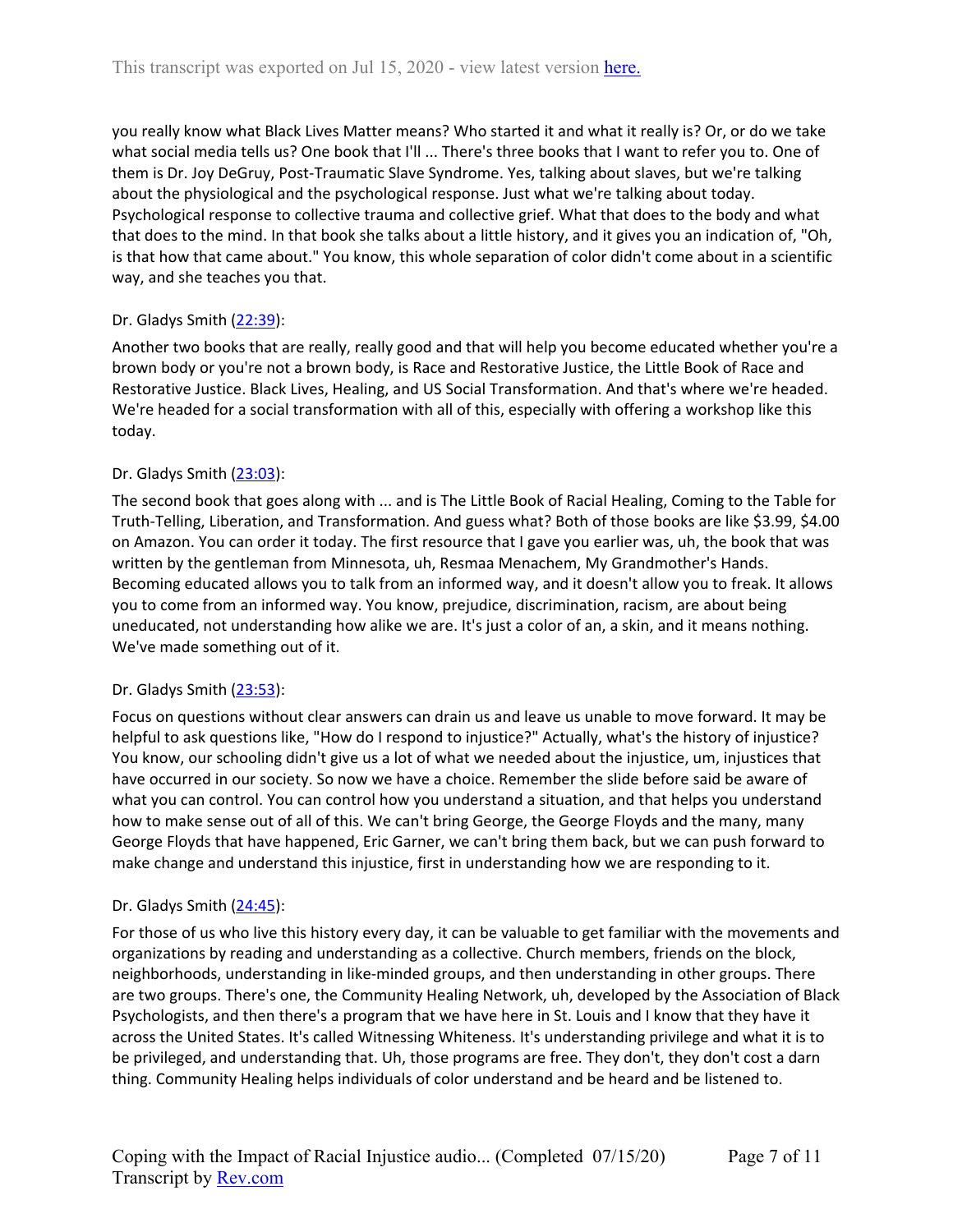you really know what Black Lives Matter means? Who started it and what it really is? Or, or do we take what social media tells us? One book that I'll ... There's three books that I want to refer you to. One of them is Dr. Joy DeGruy, Post-Traumatic Slave Syndrome. Yes, talking about slaves, but we're talking about the physiological and the psychological response. Just what we're talking about today. Psychological response to collective trauma and collective grief. What that does to the body and what that does to the mind. In that book she talks about a little history, and it gives you an indication of, "Oh, is that how that came about." You know, this whole separation of color didn't come about in a scientific way, and she teaches you that.

Dr. Gladys Smith (22:39):

Another two books that are really, really good and that will help you become educated whether you're a brown body or you're not a brown body, is Race and Restorative Justice, the Little Book of Race and Restorative Justice. Black Lives, Healing, and US Social Transformation. And that's where we're headed. We're headed for a social transformation with all of this, especially with offering a workshop like this today.

Dr. Gladys Smith (23:03):

The second book that goes along with ... and is The Little Book of Racial Healing, Coming to the Table for Truth-Telling, Liberation, and Transformation. And guess what? Both of those books are like $3.99, $4.00 on Amazon. You can order it today. The first resource that I gave you earlier was, uh, the book that was written by the gentleman from Minnesota, uh, Resmaa Menachem, My Grandmother's Hands. Becoming educated allows you to talk from an informed way, and it doesn't allow you to freak. It allows you to come from an informed way. You know, prejudice, discrimination, racism, are about being uneducated, not understanding how alike we are. It's just a color of an, a skin, and it means nothing. We've made something out of it.

Dr. Gladys Smith (23:53):

Focus on questions without clear answers can drain us and leave us unable to move forward. It may be helpful to ask questions like, "How do I respond to injustice?" Actually, what's the history of injustice? You know, our schooling didn't give us a lot of what we needed about the injustice, um, injustices that have occurred in our society. So now we have a choice. Remember the slide before said be aware of what you can control. You can control how you understand a situation, and that helps you understand how to make sense out of all of this. We can't bring George, the George Floyds and the many, many George Floyds that have happened, Eric Garner, we can't bring them back, but we can push forward to make change and understand this injustice, first in understanding how we are responding to it.

Dr. Gladys Smith (24:45):

For those of us who live this history every day, it can be valuable to get familiar with the movements and organizations by reading and understanding as a collective. Church members, friends on the block, neighborhoods, understanding in like-minded groups, and then understanding in other groups. There are two groups. There's one, the Community Healing Network, uh, developed by the Association of Black Psychologists, and then there's a program that we have here in St. Louis and I know that they have it across the United States. It's called Witnessing Whiteness. It's understanding privilege and what it is to be privileged, and understanding that. Uh, those programs are free. They don't, they don't cost a darn thing. Community Healing helps individuals of color understand and be heard and be listened to.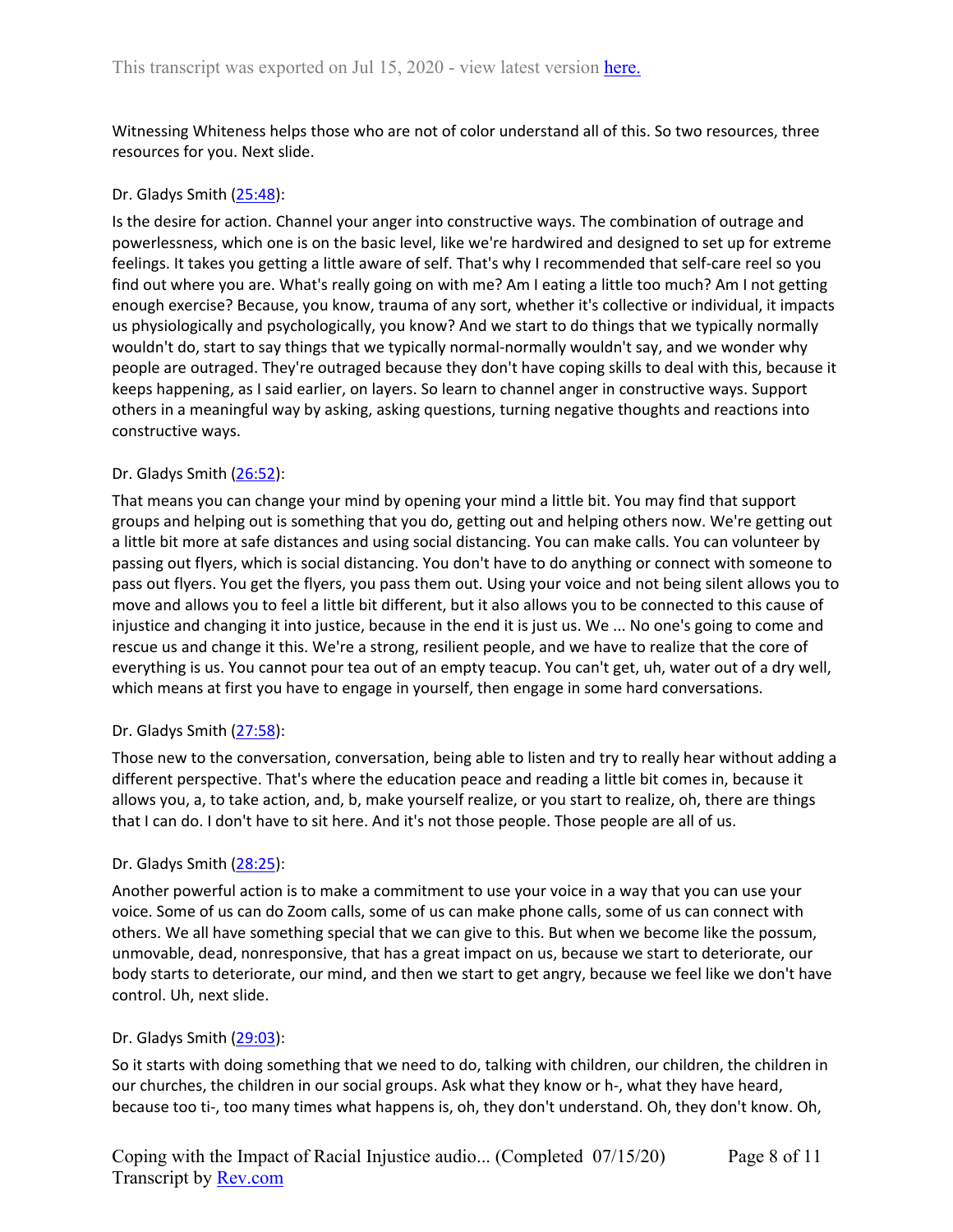Witnessing Whiteness helps those who are not of color understand all of this. So two resources, three resources for you. Next slide.

Dr. Gladys Smith (25:48):

Is the desire for action. Channel your anger into constructive ways. The combination of outrage and powerlessness, which one is on the basic level, like we're hardwired and designed to set up for extreme feelings. It takes you getting a little aware of self. That's why I recommended that self-care reel so you find out where you are. What's really going on with me? Am I eating a little too much? Am I not getting enough exercise? Because, you know, trauma of any sort, whether it's collective or individual, it impacts us physiologically and psychologically, you know? And we start to do things that we typically normally wouldn't do, start to say things that we typically normal-normally wouldn't say, and we wonder why people are outraged. They're outraged because they don't have coping skills to deal with this, because it keeps happening, as I said earlier, on layers. So learn to channel anger in constructive ways. Support others in a meaningful way by asking, asking questions, turning negative thoughts and reactions into constructive ways.

Dr. Gladys Smith (26:52):

That means you can change your mind by opening your mind a little bit. You may find that support groups and helping out is something that you do, getting out and helping others now. We're getting out a little bit more at safe distances and using social distancing. You can make calls. You can volunteer by passing out flyers, which is social distancing. You don't have to do anything or connect with someone to pass out flyers. You get the flyers, you pass them out. Using your voice and not being silent allows you to move and allows you to feel a little bit different, but it also allows you to be connected to this cause of injustice and changing it into justice, because in the end it is just us. We ... No one's going to come and rescue us and change it this. We're a strong, resilient people, and we have to realize that the core of everything is us. You cannot pour tea out of an empty teacup. You can't get, uh, water out of a dry well, which means at first you have to engage in yourself, then engage in some hard conversations.

Dr. Gladys Smith (27:58):

Those new to the conversation, conversation, being able to listen and try to really hear without adding a different perspective. That's where the education peace and reading a little bit comes in, because it allows you, a, to take action, and, b, make yourself realize, or you start to realize, oh, there are things that I can do. I don't have to sit here. And it's not those people. Those people are all of us.

Dr. Gladys Smith (28:25):

Another powerful action is to make a commitment to use your voice in a way that you can use your voice. Some of us can do Zoom calls, some of us can make phone calls, some of us can connect with others. We all have something special that we can give to this. But when we become like the possum, unmovable, dead, nonresponsive, that has a great impact on us, because we start to deteriorate, our body starts to deteriorate, our mind, and then we start to get angry, because we feel like we don't have control. Uh, next slide.

Dr. Gladys Smith (29:03):

So it starts with doing something that we need to do, talking with children, our children, the children in our churches, the children in our social groups. Ask what they know or h-, what they have heard, because too ti-, too many times what happens is, oh, they don't understand. Oh, they don't know. Oh,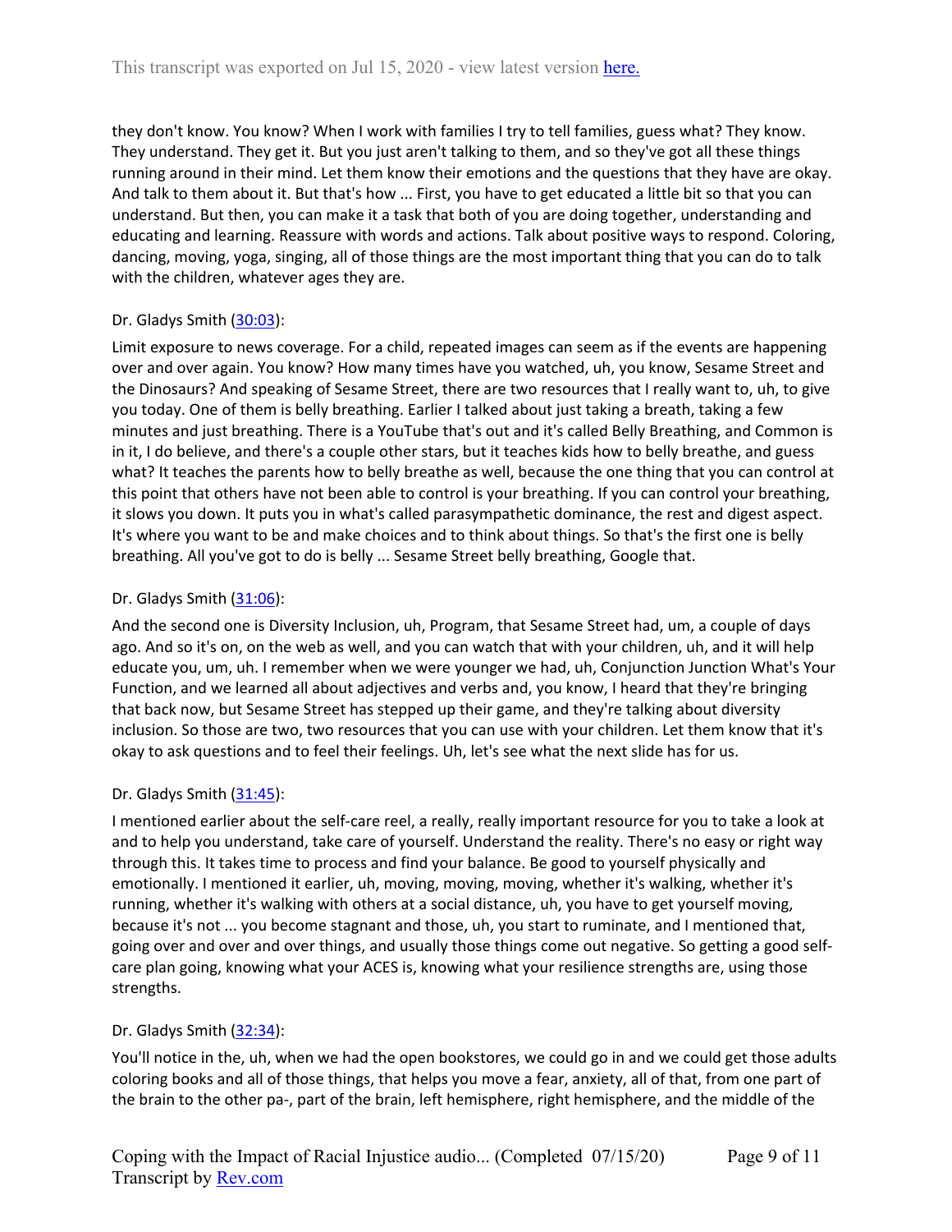they don't know. You know? When I work with families I try to tell families, guess what? They know. They understand. They get it. But you just aren't talking to them, and so they've got all these things running around in their mind. Let them know their emotions and the questions that they have are okay. And talk to them about it. But that's how ... First, you have to get educated a little bit so that you can understand. But then, you can make it a task that both of you are doing together, understanding and educating and learning. Reassure with words and actions. Talk about positive ways to respond. Coloring, dancing, moving, yoga, singing, all of those things are the most important thing that you can do to talk with the children, whatever ages they are.

Dr. Gladys Smith ([30:03](#)):

Limit exposure to news coverage. For a child, repeated images can seem as if the events are happening over and over again. You know? How many times have you watched, uh, you know, Sesame Street and the Dinosaurs? And speaking of Sesame Street, there are two resources that I really want to, uh, to give you today. One of them is belly breathing. Earlier I talked about just taking a breath, taking a few minutes and just breathing. There is a YouTube that's out and it's called Belly Breathing, and Common is in it, I do believe, and there's a couple other stars, but it teaches kids how to belly breathe, and guess what? It teaches the parents how to belly breathe as well, because the one thing that you can control at this point that others have not been able to control is your breathing. If you can control your breathing, it slows you down. It puts you in what's called parasympathetic dominance, the rest and digest aspect. It's where you want to be and make choices and to think about things. So that's the first one is belly breathing. All you've got to do is belly ... Sesame Street belly breathing, Google that.

Dr. Gladys Smith ([31:06](#)):

And the second one is Diversity Inclusion, uh, Program, that Sesame Street had, um, a couple of days ago. And so it's on, on the web as well, and you can watch that with your children, uh, and it will help educate you, um, uh. I remember when we were younger we had, uh, Conjunction Junction What's Your Function, and we learned all about adjectives and verbs and, you know, I heard that they're bringing that back now, but Sesame Street has stepped up their game, and they're talking about diversity inclusion. So those are two, two resources that you can use with your children. Let them know that it's okay to ask questions and to feel their feelings. Uh, let's see what the next slide has for us.

Dr. Gladys Smith ([31:45](#)):

I mentioned earlier about the self-care reel, a really, really important resource for you to take a look at and to help you understand, take care of yourself. Understand the reality. There's no easy or right way through this. It takes time to process and find your balance. Be good to yourself physically and emotionally. I mentioned it earlier, uh, moving, moving, moving, whether it's walking, whether it's running, whether it's walking with others at a social distance, uh, you have to get yourself moving, because it's not ... you become stagnant and those, uh, you start to ruminate, and I mentioned that, going over and over and over things, and usually those things come out negative. So getting a good self-care plan going, knowing what your ACES is, knowing what your resilience strengths are, using those strengths.

Dr. Gladys Smith ([32:34](#)):

You'll notice in the, uh, when we had the open bookstores, we could go in and we could get those adults coloring books and all of those things, that helps you move a fear, anxiety, all of that, from one part of the brain to the other pa-, part of the brain, left hemisphere, right hemisphere, and the middle of the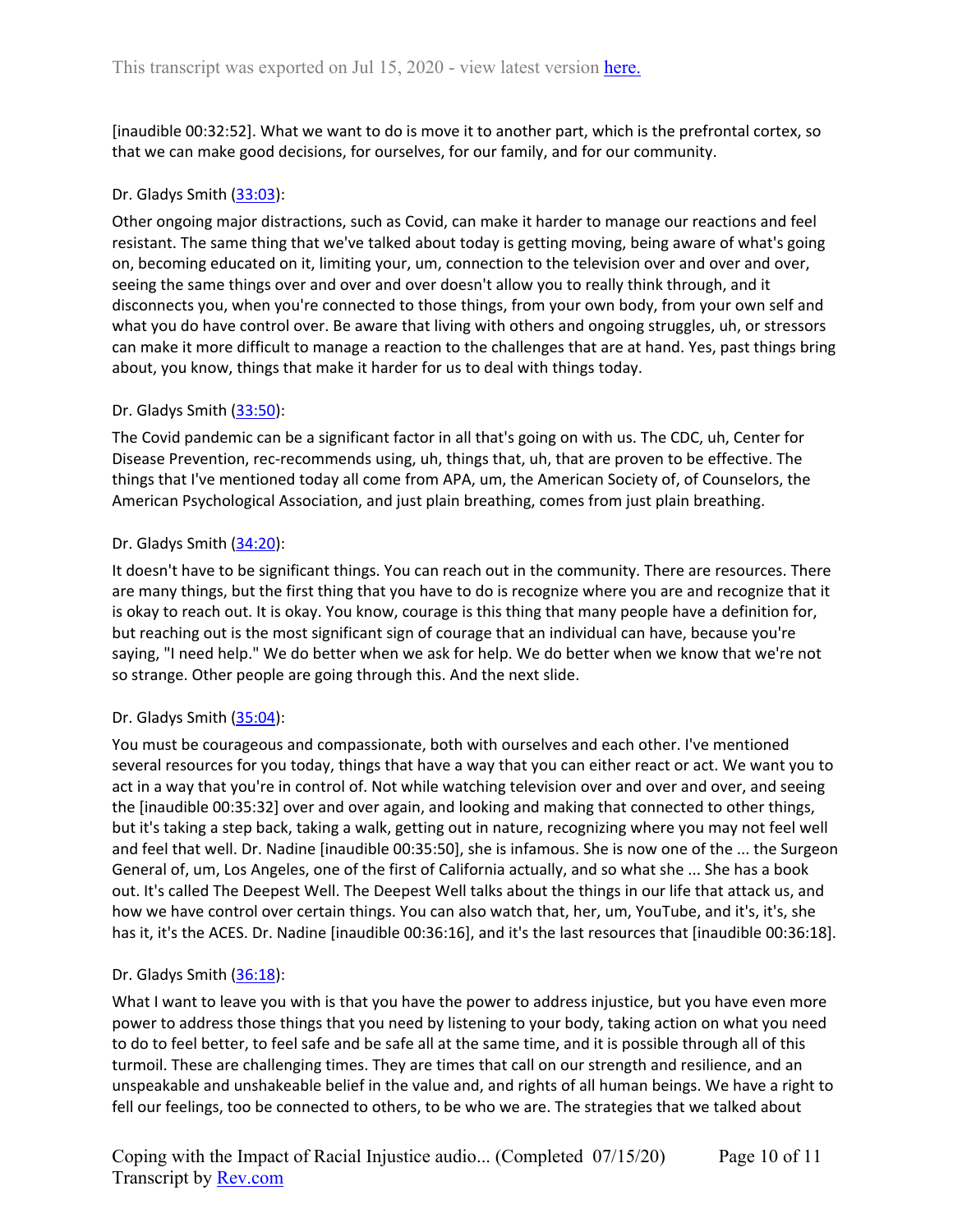[inaudible 00:32:52]. What we want to do is move it to another part, which is the prefrontal cortex, so that we can make good decisions, for ourselves, for our family, and for our community.

Dr. Gladys Smith (33:03):

Other ongoing major distractions, such as Covid, can make it harder to manage our reactions and feel resistant. The same thing that we've talked about today is getting moving, being aware of what's going on, becoming educated on it, limiting your, um, connection to the television over and over and over, seeing the same things over and over and over doesn't allow you to really think through, and it disconnects you, when you're connected to those things, from your own body, from your own self and what you do have control over. Be aware that living with others and ongoing struggles, uh, or stressors can make it more difficult to manage a reaction to the challenges that are at hand. Yes, past things bring about, you know, things that make it harder for us to deal with things today.

Dr. Gladys Smith (33:50):

The Covid pandemic can be a significant factor in all that's going on with us. The CDC, uh, Center for Disease Prevention, rec-recommends using, uh, things that, uh, that are proven to be effective. The things that I've mentioned today all come from APA, um, the American Society of, of Counselors, the American Psychological Association, and just plain breathing, comes from just plain breathing.

Dr. Gladys Smith (34:20):

It doesn't have to be significant things. You can reach out in the community. There are resources. There are many things, but the first thing that you have to do is recognize where you are and recognize that it is okay to reach out. It is okay. You know, courage is this thing that many people have a definition for, but reaching out is the most significant sign of courage that an individual can have, because you're saying, "I need help." We do better when we ask for help. We do better when we know that we're not so strange. Other people are going through this. And the next slide.

Dr. Gladys Smith (35:04):

You must be courageous and compassionate, both with ourselves and each other. I've mentioned several resources for you today, things that have a way that you can either react or act. We want you to act in a way that you're in control of. Not while watching television over and over and over, and seeing the [inaudible 00:35:32] over and over again, and looking and making that connected to other things, but it's taking a step back, taking a walk, getting out in nature, recognizing where you may not feel well and feel that well. Dr. Nadine [inaudible 00:35:50], she is infamous. She is now one of the ... the Surgeon General of, um, Los Angeles, one of the first of California actually, and so what she ... She has a book out. It's called The Deepest Well. The Deepest Well talks about the things in our life that attack us, and how we have control over certain things. You can also watch that, her, um, YouTube, and it's, it's, she has it, it's the ACES. Dr. Nadine [inaudible 00:36:16], and it's the last resources that [inaudible 00:36:18].

Dr. Gladys Smith (36:18):

What I want to leave you with is that you have the power to address injustice, but you have even more power to address those things that you need by listening to your body, taking action on what you need to do to feel better, to feel safe and be safe all at the same time, and it is possible through all of this turmoil. These are challenging times. They are times that call on our strength and resilience, and an unspeakable and unshakeable belief in the value and, and rights of all human beings. We have a right to fell our feelings, too be connected to others, to be who we are. The strategies that we talked about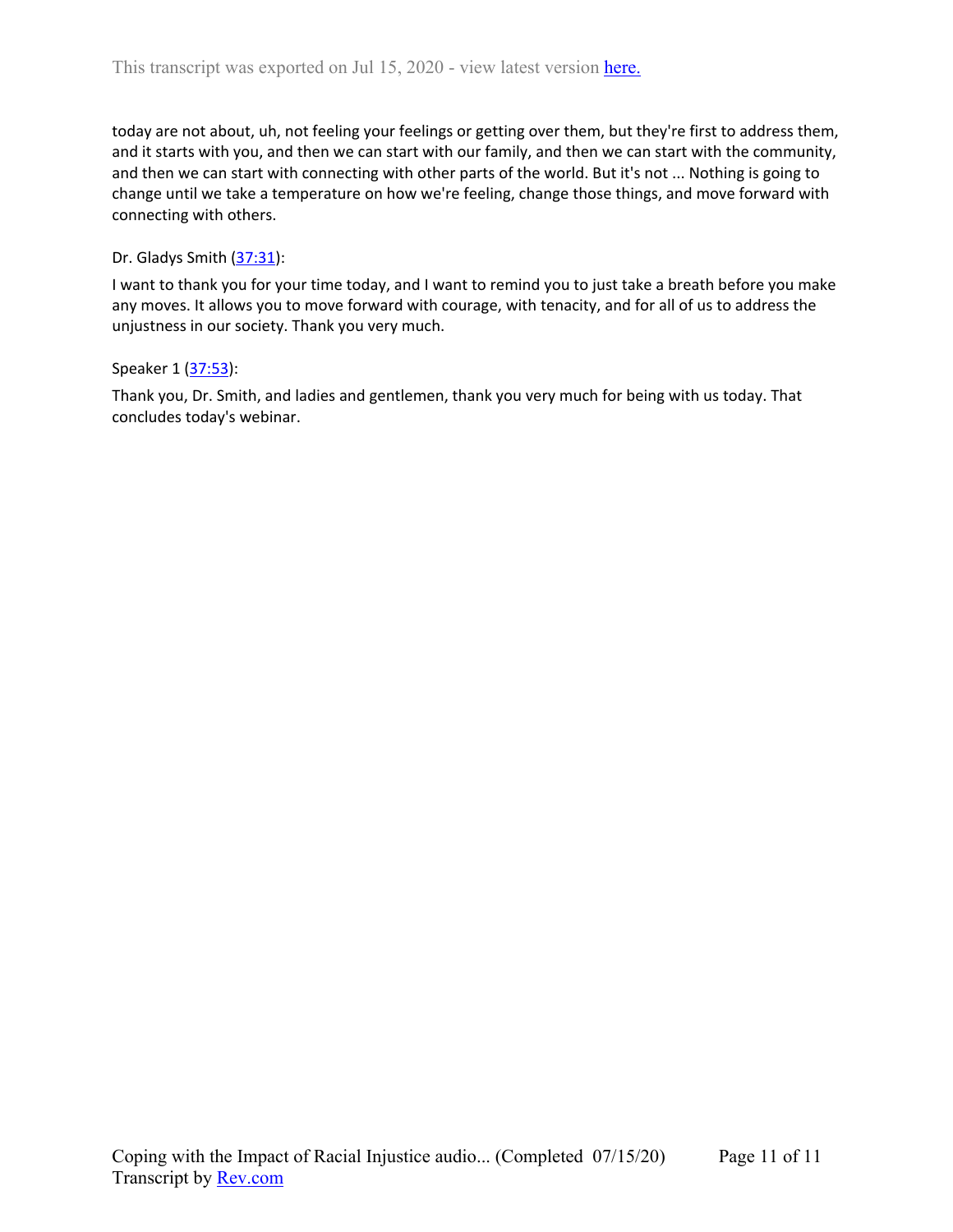today are not about, uh, not feeling your feelings or getting over them, but they're first to address them, and it starts with you, and then we can start with our family, and then we can start with the community, and then we can start with connecting with other parts of the world. But it's not ... Nothing is going to change until we take a temperature on how we're feeling, change those things, and move forward with connecting with others.

Dr. Gladys Smith (37:31):

I want to thank you for your time today, and I want to remind you to just take a breath before you make any moves. It allows you to move forward with courage, with tenacity, and for all of us to address the unjustness in our society. Thank you very much.

Speaker 1 (37:53):

Thank you, Dr. Smith, and ladies and gentlemen, thank you very much for being with us today. That concludes today's webinar.